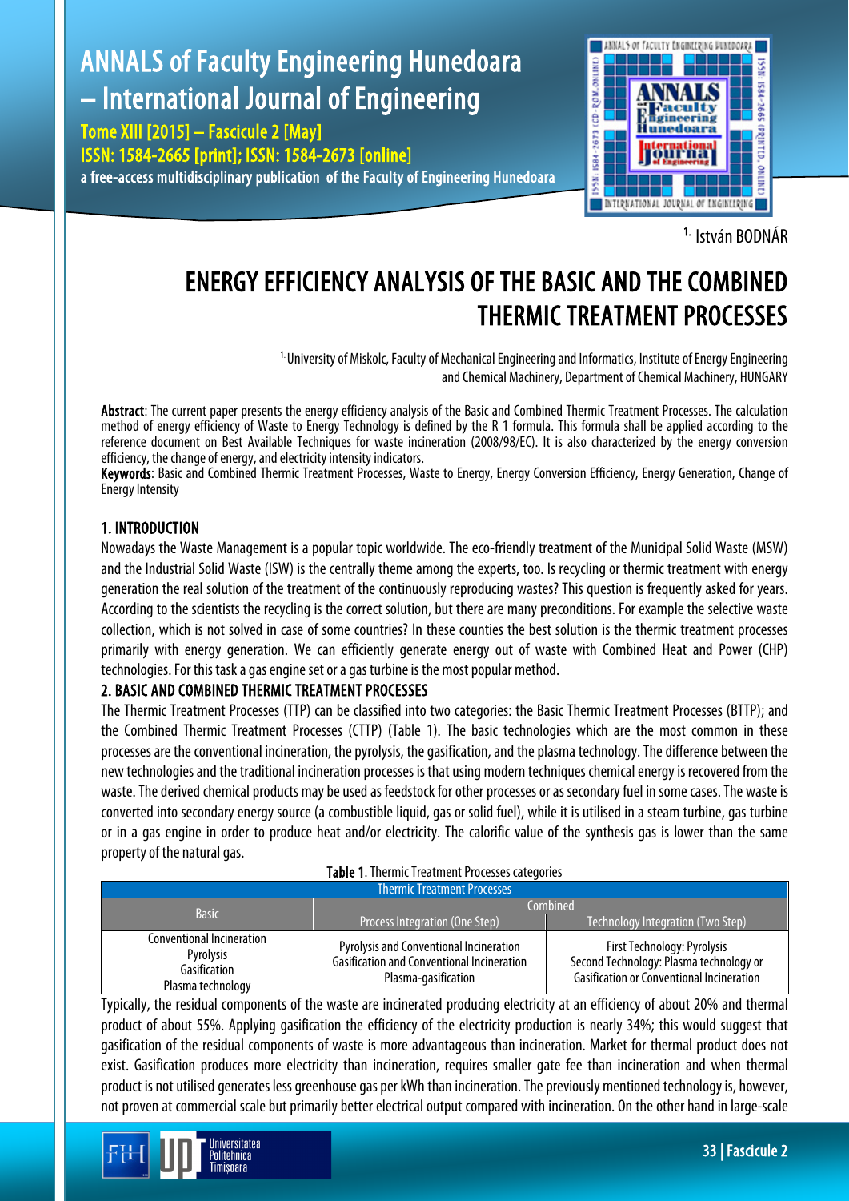[1.] István BODNÁR

# ENERGY EFFICIENCY ANALYSIS OF THE BASIC AND THE COMBINED THERMIC TREATMENT PROCESSES

[1.] University of Miskolc, Faculty of Mechanical Engineering and Informatics, Institute of Energy Engineering and Chemical Machinery, Department of Chemical Machinery, HUNGARY

**Abstract**: The current paper presents the energy efficiency analysis of the Basic and Combined Thermic Treatment Processes. The calculation method of energy efficiency of Waste to Energy Technology is defined by the R 1 formula. This formula shall be applied according to the reference document on Best Available Techniques for waste incineration (2008/98/EC). It is also characterized by the energy conversion efficiency, the change of energy, and electricity intensity indicators.

**Keywords**: Basic and Combined Thermic Treatment Processes, Waste to Energy, Energy Conversion Efficiency, Energy Generation, Change of Energy Intensity

## 1. INTRODUCTION

Nowadays the Waste Management is a popular topic worldwide. The eco-friendly treatment of the Municipal Solid Waste (MSW) and the Industrial Solid Waste (ISW) is the centrally theme among the experts, too. Is recycling or thermic treatment with energy generation the real solution of the treatment of the continuously reproducing wastes? This question is frequently asked for years. According to the scientists the recycling is the correct solution, but there are many preconditions. For example the selective waste collection, which is not solved in case of some countries? In these counties the best solution is the thermic treatment processes primarily with energy generation. We can efficiently generate energy out of waste with Combined Heat and Power (CHP) technologies. For this task a gas engine set or a gas turbine is the most popular method.

## 2. BASIC AND COMBINED THERMIC TREATMENT PROCESSES

The Thermic Treatment Processes (TTP) can be classified into two categories: the Basic Thermic Treatment Processes (BTTP); and the Combined Thermic Treatment Processes (CTTP) (Table 1). The basic technologies which are the most common in these processes are the conventional incineration, the pyrolysis, the gasification, and the plasma technology. The difference between the new technologies and the traditional incineration processes is that using modern techniques chemical energy is recovered from the waste. The derived chemical products may be used as feedstock for other processes or as secondary fuel in some cases. The waste is converted into secondary energy source (a combustible liquid, gas or solid fuel), while it is utilised in a steam turbine, gas turbine or in a gas engine in order to produce heat and/or electricity. The calorific value of the synthesis gas is lower than the same property of the natural gas.

**Table 1**. Thermic Treatment Processes categories

| Thermic Treatment Processes | | |
|---|---|---|
| Basic | Combined | |
| | Process Integration (One Step) | Technology Integration (Two Step) |
| Conventional Incineration<br>Pyrolysis<br>Gasification<br>Plasma technology | Pyrolysis and Conventional Incineration<br>Gasification and Conventional Incineration<br>Plasma-gasification | First Technology: Pyrolysis<br>Second Technology: Plasma technology or Gasification or Conventional Incineration |

Typically, the residual components of the waste are incinerated producing electricity at an efficiency of about 20% and thermal product of about 55%. Applying gasification the efficiency of the electricity production is nearly 34%; this would suggest that gasification of the residual components of waste is more advantageous than incineration. Market for thermal product does not exist. Gasification produces more electricity than incineration, requires smaller gate fee than incineration and when thermal product is not utilised generates less greenhouse gas per kWh than incineration. The previously mentioned technology is, however, not proven at commercial scale but primarily better electrical output compared with incineration. On the other hand in large-scale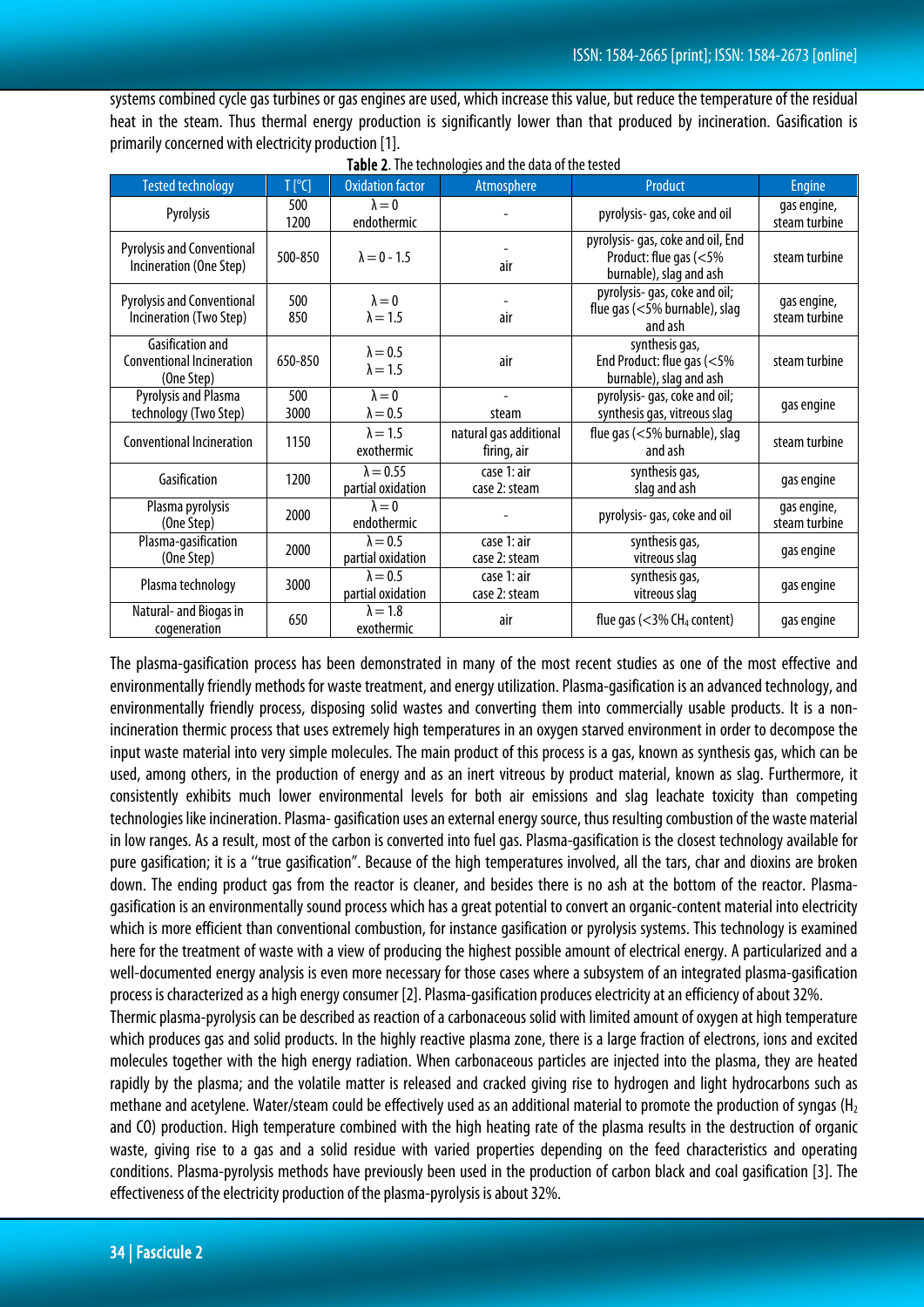systems combined cycle gas turbines or gas engines are used, which increase this value, but reduce the temperature of the residual heat in the steam. Thus thermal energy production is significantly lower than that produced by incineration. Gasification is primarily concerned with electricity production [1].

**Table 2**. The technologies and the data of the tested

| Tested technology | T [°C] | Oxidation factor | Atmosphere | Product | Engine |
|---|---|---|---|---|---|
| Pyrolysis | 500<br>1200 | $\lambda = 0$<br>endothermic | - | pyrolysis- gas, coke and oil | gas engine, steam turbine |
| Pyrolysis and Conventional Incineration (One Step) | 500-850 | $\lambda = 0$ - 1.5 | -<br>air | pyrolysis- gas, coke and oil, End Product: flue gas (<5% burnable), slag and ash | steam turbine |
| Pyrolysis and Conventional Incineration (Two Step) | 500<br>850 | $\lambda = 0$<br>$\lambda = 1.5$ | -<br>air | pyrolysis- gas, coke and oil; flue gas (<5% burnable), slag and ash | gas engine, steam turbine |
| Gasification and Conventional Incineration (One Step) | 650-850 | $\lambda = 0.5$<br>$\lambda = 1.5$ | air | synthesis gas, End Product: flue gas (<5% burnable), slag and ash | steam turbine |
| Pyrolysis and Plasma technology (Two Step) | 500<br>3000 | $\lambda = 0$<br>$\lambda = 0.5$ | -<br>steam | pyrolysis- gas, coke and oil; synthesis gas, vitreous slag | gas engine |
| Conventional Incineration | 1150 | $\lambda = 1.5$<br>exothermic | natural gas additional firing, air | flue gas (<5% burnable), slag and ash | steam turbine |
| Gasification | 1200 | $\lambda = 0.55$<br>partial oxidation | case 1: air<br>case 2: steam | synthesis gas, slag and ash | gas engine |
| Plasma pyrolysis (One Step) | 2000 | $\lambda = 0$<br>endothermic | - | pyrolysis- gas, coke and oil | gas engine, steam turbine |
| Plasma-gasification (One Step) | 2000 | $\lambda = 0.5$<br>partial oxidation | case 1: air<br>case 2: steam | synthesis gas, vitreous slag | gas engine |
| Plasma technology | 3000 | $\lambda = 0.5$<br>partial oxidation | case 1: air<br>case 2: steam | synthesis gas, vitreous slag | gas engine |
| Natural- and Biogas in cogeneration | 650 | $\lambda = 1.8$<br>exothermic | air | flue gas (<3% $CH_4$ content) | gas engine |

The plasma-gasification process has been demonstrated in many of the most recent studies as one of the most effective and environmentally friendly methods for waste treatment, and energy utilization. Plasma-gasification is an advanced technology, and environmentally friendly process, disposing solid wastes and converting them into commercially usable products. It is a non-incineration thermic process that uses extremely high temperatures in an oxygen starved environment in order to decompose the input waste material into very simple molecules. The main product of this process is a gas, known as synthesis gas, which can be used, among others, in the production of energy and as an inert vitreous by product material, known as slag. Furthermore, it consistently exhibits much lower environmental levels for both air emissions and slag leachate toxicity than competing technologies like incineration. Plasma- gasification uses an external energy source, thus resulting combustion of the waste material in low ranges. As a result, most of the carbon is converted into fuel gas. Plasma-gasification is the closest technology available for pure gasification; it is a ''true gasification''. Because of the high temperatures involved, all the tars, char and dioxins are broken down. The ending product gas from the reactor is cleaner, and besides there is no ash at the bottom of the reactor. Plasma-gasification is an environmentally sound process which has a great potential to convert an organic-content material into electricity which is more efficient than conventional combustion, for instance gasification or pyrolysis systems. This technology is examined here for the treatment of waste with a view of producing the highest possible amount of electrical energy. A particularized and a well-documented energy analysis is even more necessary for those cases where a subsystem of an integrated plasma-gasification process is characterized as a high energy consumer [2]. Plasma-gasification produces electricity at an efficiency of about 32%.

Thermic plasma-pyrolysis can be described as reaction of a carbonaceous solid with limited amount of oxygen at high temperature which produces gas and solid products. In the highly reactive plasma zone, there is a large fraction of electrons, ions and excited molecules together with the high energy radiation. When carbonaceous particles are injected into the plasma, they are heated rapidly by the plasma; and the volatile matter is released and cracked giving rise to hydrogen and light hydrocarbons such as methane and acetylene. Water/steam could be effectively used as an additional material to promote the production of syngas ($H_2$ and CO) production. High temperature combined with the high heating rate of the plasma results in the destruction of organic waste, giving rise to a gas and a solid residue with varied properties depending on the feed characteristics and operating conditions. Plasma-pyrolysis methods have previously been used in the production of carbon black and coal gasification [3]. The effectiveness of the electricity production of the plasma-pyrolysis is about 32%.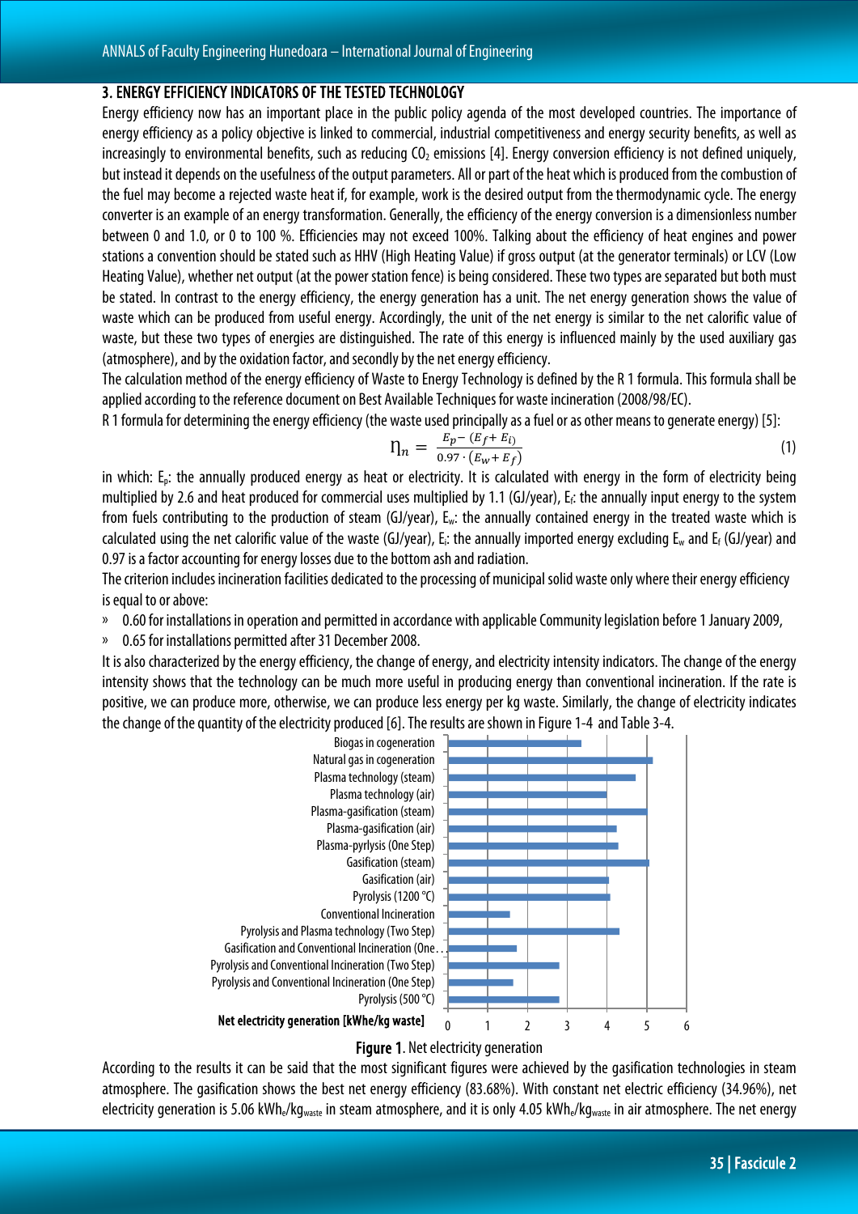## 3. ENERGY EFFICIENCY INDICATORS OF THE TESTED TECHNOLOGY

Energy efficiency now has an important place in the public policy agenda of the most developed countries. The importance of energy efficiency as a policy objective is linked to commercial, industrial competitiveness and energy security benefits, as well as increasingly to environmental benefits, such as reducing $CO_2$ emissions [4]. Energy conversion efficiency is not defined uniquely, but instead it depends on the usefulness of the output parameters. All or part of the heat which is produced from the combustion of the fuel may become a rejected waste heat if, for example, work is the desired output from the thermodynamic cycle. The energy converter is an example of an energy transformation. Generally, the efficiency of the energy conversion is a dimensionless number between 0 and 1.0, or 0 to 100 %. Efficiencies may not exceed 100%. Talking about the efficiency of heat engines and power stations a convention should be stated such as HHV (High Heating Value) if gross output (at the generator terminals) or LCV (Low Heating Value), whether net output (at the power station fence) is being considered. These two types are separated but both must be stated. In contrast to the energy efficiency, the energy generation has a unit. The net energy generation shows the value of waste which can be produced from useful energy. Accordingly, the unit of the net energy is similar to the net calorific value of waste, but these two types of energies are distinguished. The rate of this energy is influenced mainly by the used auxiliary gas (atmosphere), and by the oxidation factor, and secondly by the net energy efficiency.

The calculation method of the energy efficiency of Waste to Energy Technology is defined by the R 1 formula. This formula shall be applied according to the reference document on Best Available Techniques for waste incineration (2008/98/EC).

R 1 formula for determining the energy efficiency (the waste used principally as a fuel or as other means to generate energy) [5]:

$$\eta_n = \frac{E_p - (E_f + E_i)}{0.97 \cdot (E_w + E_f)} \quad (1)$$

in which: $E_p$: the annually produced energy as heat or electricity. It is calculated with energy in the form of electricity being multiplied by 2.6 and heat produced for commercial uses multiplied by 1.1 (GJ/year), $E_f$: the annually input energy to the system from fuels contributing to the production of steam (GJ/year), $E_w$: the annually contained energy in the treated waste which is calculated using the net calorific value of the waste (GJ/year), $E_i$: the annually imported energy excluding $E_w$ and $E_f$ (GJ/year) and 0.97 is a factor accounting for energy losses due to the bottom ash and radiation.

The criterion includes incineration facilities dedicated to the processing of municipal solid waste only where their energy efficiency is equal to or above:

- 0.60 for installations in operation and permitted in accordance with applicable Community legislation before 1 January 2009,
- 0.65 for installations permitted after 31 December 2008.

It is also characterized by the energy efficiency, the change of energy, and electricity intensity indicators. The change of the energy intensity shows that the technology can be much more useful in producing energy than conventional incineration. If the rate is positive, we can produce more, otherwise, we can produce less energy per kg waste. Similarly, the change of electricity indicates the change of the quantity of the electricity produced [6]. The results are shown in Figure 1-4 and Table 3-4.

**Figure 1**. Net electricity generation

According to the results it can be said that the most significant figures were achieved by the gasification technologies in steam atmosphere. The gasification shows the best net energy efficiency (83.68%). With constant net electric efficiency (34.96%), net electricity generation is 5.06 $kWh_e/kg_{waste}$ in steam atmosphere, and it is only 4.05 $kWh_e/kg_{waste}$ in air atmosphere. The net energy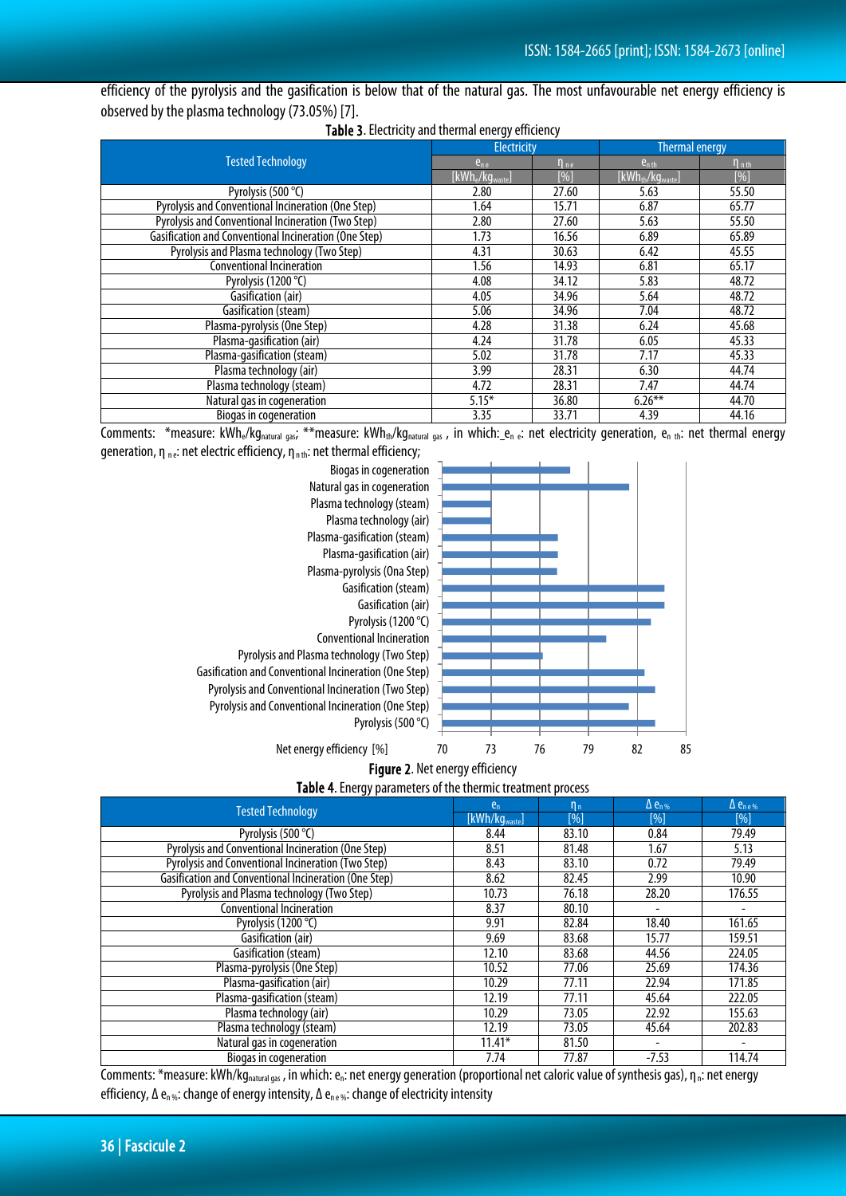efficiency of the pyrolysis and the gasification is below that of the natural gas. The most unfavourable net energy efficiency is observed by the plasma technology (73.05%) [7].

**Table 3**. Electricity and thermal energy efficiency

| Tested Technology | Electricity | | Thermal energy | |
|---|---|---|---|---|
| | $e_{n\,e}$ [$kWh_e/kg_{waste}$] | $\eta_{n\,e}$ [%] | $e_{n\,th}$ [$kWh_{th}/kg_{waste}$] | $\eta_{n\,th}$ [%] |
| Pyrolysis (500 °C) | 2.80 | 27.60 | 5.63 | 55.50 |
| Pyrolysis and Conventional Incineration (One Step) | 1.64 | 15.71 | 6.87 | 65.77 |
| Pyrolysis and Conventional Incineration (Two Step) | 2.80 | 27.60 | 5.63 | 55.50 |
| Gasification and Conventional Incineration (One Step) | 1.73 | 16.56 | 6.89 | 65.89 |
| Pyrolysis and Plasma technology (Two Step) | 4.31 | 30.63 | 6.42 | 45.55 |
| Conventional Incineration | 1.56 | 14.93 | 6.81 | 65.17 |
| Pyrolysis (1200 °C) | 4.08 | 34.12 | 5.83 | 48.72 |
| Gasification (air) | 4.05 | 34.96 | 5.64 | 48.72 |
| Gasification (steam) | 5.06 | 34.96 | 7.04 | 48.72 |
| Plasma-pyrolysis (One Step) | 4.28 | 31.38 | 6.24 | 45.68 |
| Plasma-gasification (air) | 4.24 | 31.78 | 6.05 | 45.33 |
| Plasma-gasification (steam) | 5.02 | 31.78 | 7.17 | 45.33 |
| Plasma technology (air) | 3.99 | 28.31 | 6.30 | 44.74 |
| Plasma technology (steam) | 4.72 | 28.31 | 7.47 | 44.74 |
| Natural gas in cogeneration | 5.15* | 36.80 | 6.26** | 44.70 |
| Biogas in cogeneration | 3.35 | 33.71 | 4.39 | 44.16 |

Comments: *measure: $kWh_e/kg_{natural\ gas}$; **measure: $kWh_{th}/kg_{natural\ gas}$, in which: $e_{n\,e}$: net electricity generation, $e_{n\,th}$: net thermal energy generation, $\eta_{n\,e}$: net electric efficiency, $\eta_{n\,th}$: net thermal efficiency;

**Figure 2**. Net energy efficiency

**Table 4**. Energy parameters of the thermic treatment process

| Tested Technology | $e_n$ [$kWh/kg_{waste}$] | $\eta_n$ [%] | $\Delta\, e_{n\,\%}$ [%] | $\Delta\, e_{n\,e\,\%}$ [%] |
|---|---|---|---|---|
| Pyrolysis (500 °C) | 8.44 | 83.10 | 0.84 | 79.49 |
| Pyrolysis and Conventional Incineration (One Step) | 8.51 | 81.48 | 1.67 | 5.13 |
| Pyrolysis and Conventional Incineration (Two Step) | 8.43 | 83.10 | 0.72 | 79.49 |
| Gasification and Conventional Incineration (One Step) | 8.62 | 82.45 | 2.99 | 10.90 |
| Pyrolysis and Plasma technology (Two Step) | 10.73 | 76.18 | 28.20 | 176.55 |
| Conventional Incineration | 8.37 | 80.10 | - | - |
| Pyrolysis (1200 °C) | 9.91 | 82.84 | 18.40 | 161.65 |
| Gasification (air) | 9.69 | 83.68 | 15.77 | 159.51 |
| Gasification (steam) | 12.10 | 83.68 | 44.56 | 224.05 |
| Plasma-pyrolysis (One Step) | 10.52 | 77.06 | 25.69 | 174.36 |
| Plasma-gasification (air) | 10.29 | 77.11 | 22.94 | 171.85 |
| Plasma-gasification (steam) | 12.19 | 77.11 | 45.64 | 222.05 |
| Plasma technology (air) | 10.29 | 73.05 | 22.92 | 155.63 |
| Plasma technology (steam) | 12.19 | 73.05 | 45.64 | 202.83 |
| Natural gas in cogeneration | 11.41* | 81.50 | - | - |
| Biogas in cogeneration | 7.74 | 77.87 | -7.53 | 114.74 |

Comments: *measure: $kWh/kg_{natural\ gas}$, in which: $e_n$: net energy generation (proportional net caloric value of synthesis gas), $\eta_n$: net energy efficiency, $\Delta\, e_{n\,\%}$: change of energy intensity, $\Delta\, e_{n\,e\,\%}$: change of electricity intensity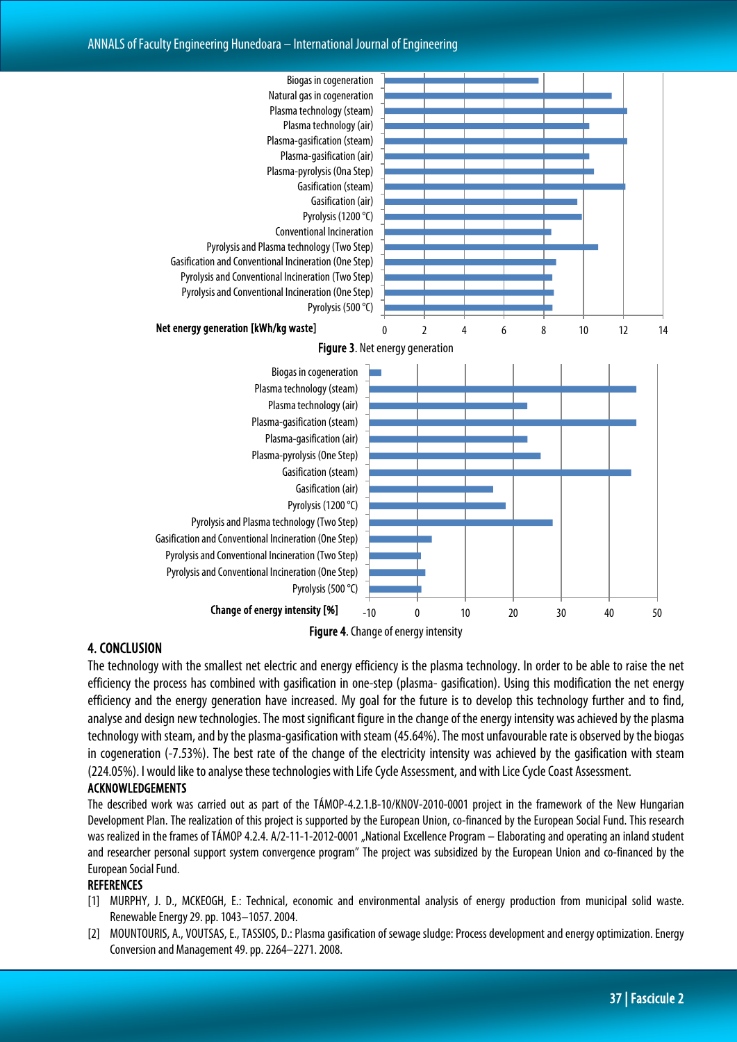Figure 3. Net energy generation

Figure 4. Change of energy intensity

## 4. CONCLUSION

The technology with the smallest net electric and energy efficiency is the plasma technology. In order to be able to raise the net efficiency the process has combined with gasification in one-step (plasma- gasification). Using this modification the net energy efficiency and the energy generation have increased. My goal for the future is to develop this technology further and to find, analyse and design new technologies. The most significant figure in the change of the energy intensity was achieved by the plasma technology with steam, and by the plasma-gasification with steam (45.64%). The most unfavourable rate is observed by the biogas in cogeneration (-7.53%). The best rate of the change of the electricity intensity was achieved by the gasification with steam (224.05%). I would like to analyse these technologies with Life Cycle Assessment, and with Lice Cycle Coast Assessment.

### ACKNOWLEDGEMENTS

The described work was carried out as part of the TÁMOP-4.2.1.B-10/KNOV-2010-0001 project in the framework of the New Hungarian Development Plan. The realization of this project is supported by the European Union, co-financed by the European Social Fund. This research was realized in the frames of TÁMOP 4.2.4. A/2-11-1-2012-0001 „National Excellence Program – Elaborating and operating an inland student and researcher personal support system convergence program" The project was subsidized by the European Union and co-financed by the European Social Fund.

### REFERENCES

[1] MURPHY, J. D., MCKEOGH, E.: Technical, economic and environmental analysis of energy production from municipal solid waste. Renewable Energy 29. pp. 1043–1057. 2004.

[2] MOUNTOURIS, A., VOUTSAS, E., TASSIOS, D.: Plasma gasification of sewage sludge: Process development and energy optimization. Energy Conversion and Management 49. pp. 2264–2271. 2008.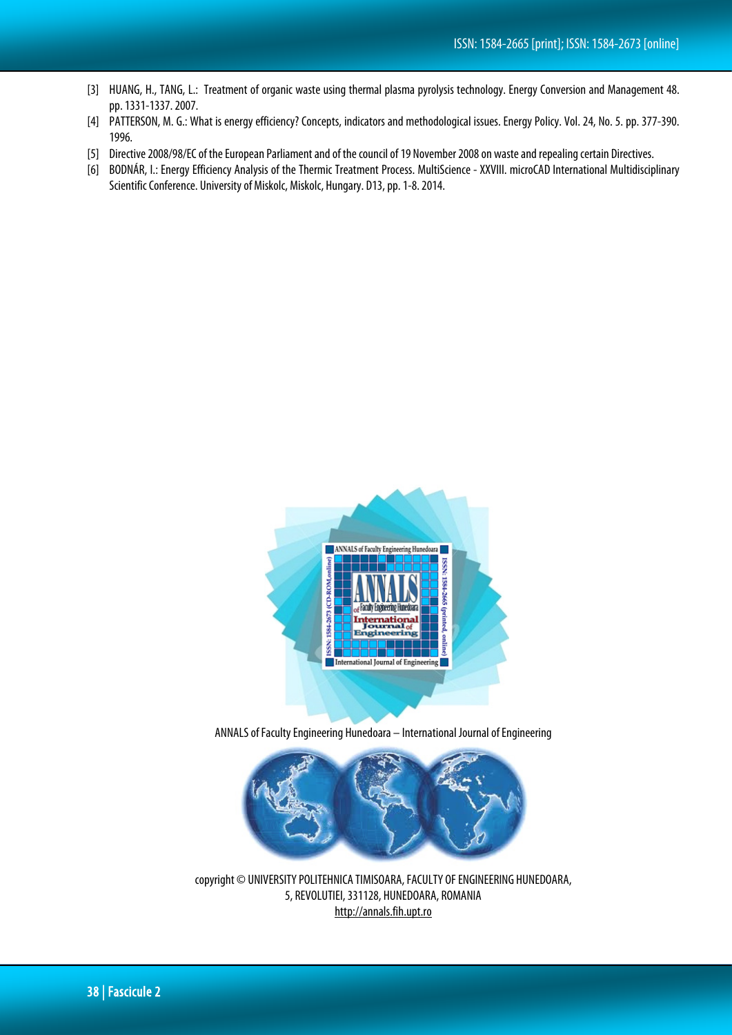[3] HUANG, H., TANG, L.: Treatment of organic waste using thermal plasma pyrolysis technology. Energy Conversion and Management 48. pp. 1331-1337. 2007.

[4] PATTERSON, M. G.: What is energy efficiency? Concepts, indicators and methodological issues. Energy Policy. Vol. 24, No. 5. pp. 377-390. 1996.

[5] Directive 2008/98/EC of the European Parliament and of the council of 19 November 2008 on waste and repealing certain Directives.

[6] BODNÁR, I.: Energy Efficiency Analysis of the Thermic Treatment Process. MultiScience - XXVIII. microCAD International Multidisciplinary Scientific Conference. University of Miskolc, Miskolc, Hungary. D13, pp. 1-8. 2014.

ANNALS of Faculty Engineering Hunedoara – International Journal of Engineering

copyright © UNIVERSITY POLITEHNICA TIMISOARA, FACULTY OF ENGINEERING HUNEDOARA,
5, REVOLUTIEI, 331128, HUNEDOARA, ROMANIA
http://annals.fih.upt.ro